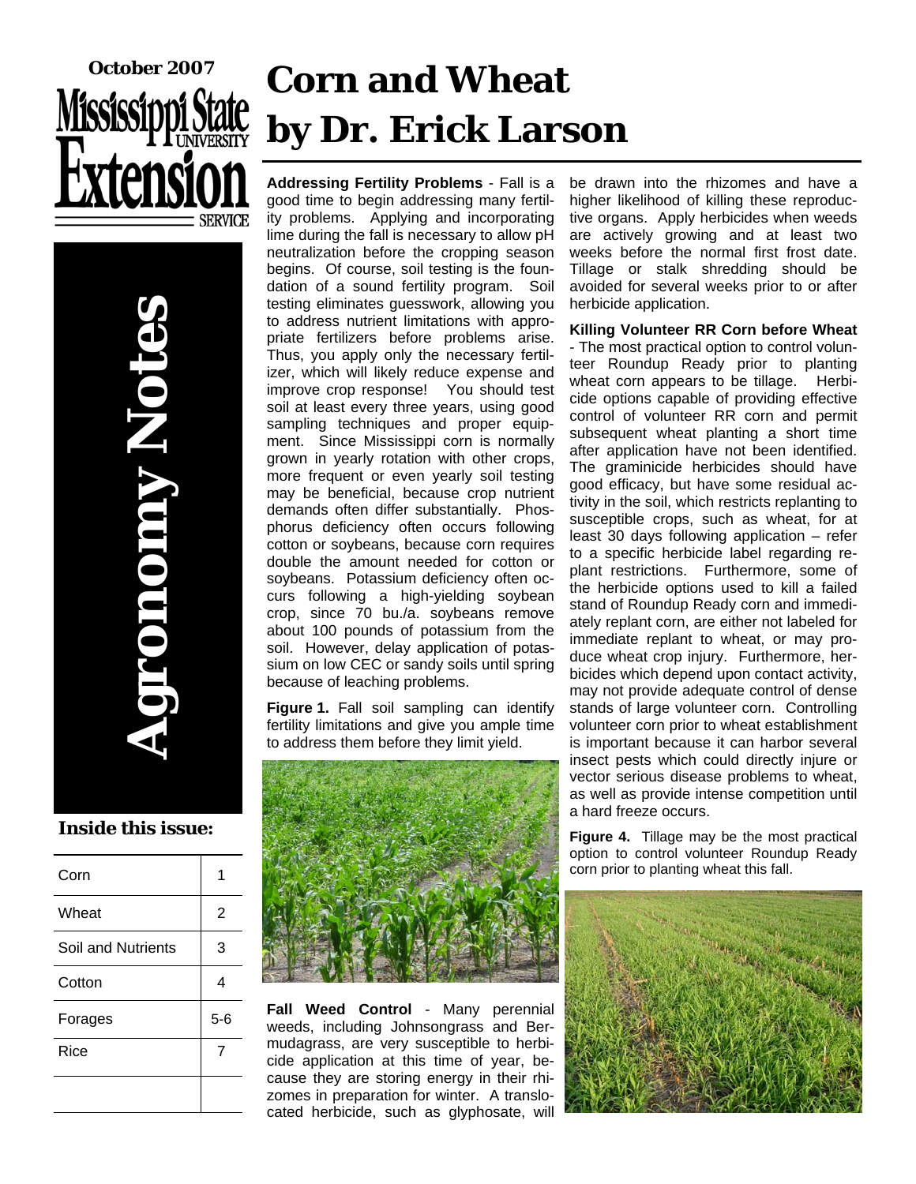October 2007

Mississippi State University Extension Service

# Agronomy Notes

# Corn and Wheat
# by Dr. Erick Larson

**Inside this issue:**

| | |
|---|---|
| Corn | 1 |
| Wheat | 2 |
| Soil and Nutrients | 3 |
| Cotton | 4 |
| Forages | 5-6 |
| Rice | 7 |

**Addressing Fertility Problems** - Fall is a good time to begin addressing many fertility problems. Applying and incorporating lime during the fall is necessary to allow pH neutralization before the cropping season begins. Of course, soil testing is the foundation of a sound fertility program. Soil testing eliminates guesswork, allowing you to address nutrient limitations with appropriate fertilizers before problems arise. Thus, you apply only the necessary fertilizer, which will likely reduce expense and improve crop response! You should test soil at least every three years, using good sampling techniques and proper equipment. Since Mississippi corn is normally grown in yearly rotation with other crops, more frequent or even yearly soil testing may be beneficial, because crop nutrient demands often differ substantially. Phosphorus deficiency often occurs following cotton or soybeans, because corn requires double the amount needed for cotton or soybeans. Potassium deficiency often occurs following a high-yielding soybean crop, since 70 bu./a. soybeans remove about 100 pounds of potassium from the soil. However, delay application of potassium on low CEC or sandy soils until spring because of leaching problems.

**Figure 1.** Fall soil sampling can identify fertility limitations and give you ample time to address them before they limit yield.

**Fall Weed Control** - Many perennial weeds, including Johnsongrass and Bermudagrass, are very susceptible to herbicide application at this time of year, because they are storing energy in their rhizomes in preparation for winter. A translocated herbicide, such as glyphosate, will be drawn into the rhizomes and have a higher likelihood of killing these reproductive organs. Apply herbicides when weeds are actively growing and at least two weeks before the normal first frost date. Tillage or stalk shredding should be avoided for several weeks prior to or after herbicide application.

**Killing Volunteer RR Corn before Wheat** - The most practical option to control volunteer Roundup Ready prior to planting wheat corn appears to be tillage. Herbicide options capable of providing effective control of volunteer RR corn and permit subsequent wheat planting a short time after application have not been identified. The graminicide herbicides should have good efficacy, but have some residual activity in the soil, which restricts replanting to susceptible crops, such as wheat, for at least 30 days following application – refer to a specific herbicide label regarding replant restrictions. Furthermore, some of the herbicide options used to kill a failed stand of Roundup Ready corn and immediately replant corn, are either not labeled for immediate replant to wheat, or may produce wheat crop injury. Furthermore, herbicides which depend upon contact activity, may not provide adequate control of dense stands of large volunteer corn. Controlling volunteer corn prior to wheat establishment is important because it can harbor several insect pests which could directly injure or vector serious disease problems to wheat, as well as provide intense competition until a hard freeze occurs.

**Figure 4.** Tillage may be the most practical option to control volunteer Roundup Ready corn prior to planting wheat this fall.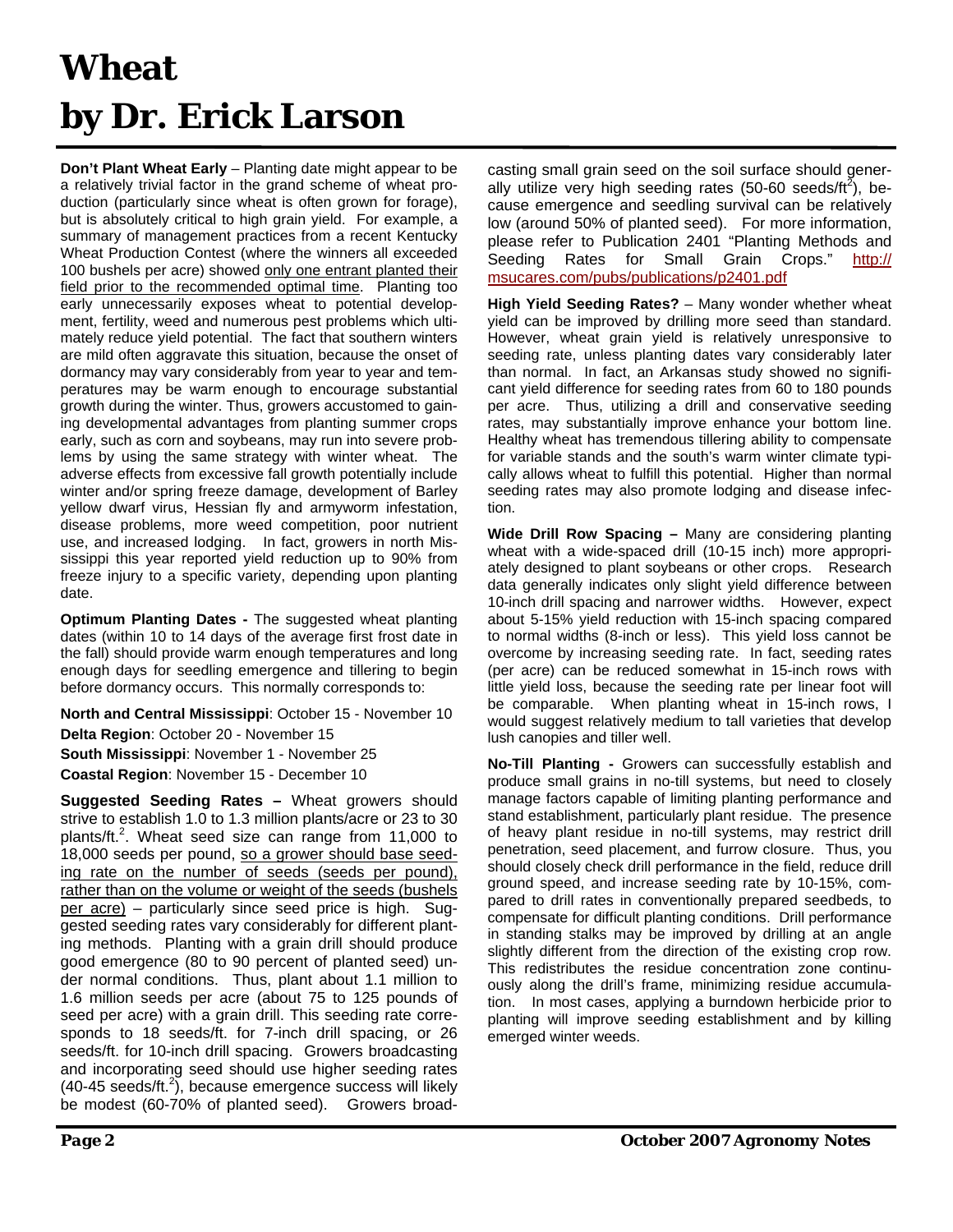# Wheat
# by Dr. Erick Larson

**Don't Plant Wheat Early** – Planting date might appear to be a relatively trivial factor in the grand scheme of wheat production (particularly since wheat is often grown for forage), but is absolutely critical to high grain yield. For example, a summary of management practices from a recent Kentucky Wheat Production Contest (where the winners all exceeded 100 bushels per acre) showed only one entrant planted their field prior to the recommended optimal time. Planting too early unnecessarily exposes wheat to potential development, fertility, weed and numerous pest problems which ultimately reduce yield potential. The fact that southern winters are mild often aggravate this situation, because the onset of dormancy may vary considerably from year to year and temperatures may be warm enough to encourage substantial growth during the winter. Thus, growers accustomed to gaining developmental advantages from planting summer crops early, such as corn and soybeans, may run into severe problems by using the same strategy with winter wheat. The adverse effects from excessive fall growth potentially include winter and/or spring freeze damage, development of Barley yellow dwarf virus, Hessian fly and armyworm infestation, disease problems, more weed competition, poor nutrient use, and increased lodging. In fact, growers in north Mississippi this year reported yield reduction up to 90% from freeze injury to a specific variety, depending upon planting date.

**Optimum Planting Dates -** The suggested wheat planting dates (within 10 to 14 days of the average first frost date in the fall) should provide warm enough temperatures and long enough days for seedling emergence and tillering to begin before dormancy occurs. This normally corresponds to:

**North and Central Mississippi**: October 15 - November 10
**Delta Region**: October 20 - November 15
**South Mississippi**: November 1 - November 25
**Coastal Region**: November 15 - December 10

**Suggested Seeding Rates –** Wheat growers should strive to establish 1.0 to 1.3 million plants/acre or 23 to 30 plants/ft.$^2$. Wheat seed size can range from 11,000 to 18,000 seeds per pound, so a grower should base seeding rate on the number of seeds (seeds per pound), rather than on the volume or weight of the seeds (bushels per acre) – particularly since seed price is high. Suggested seeding rates vary considerably for different planting methods. Planting with a grain drill should produce good emergence (80 to 90 percent of planted seed) under normal conditions. Thus, plant about 1.1 million to 1.6 million seeds per acre (about 75 to 125 pounds of seed per acre) with a grain drill. This seeding rate corresponds to 18 seeds/ft. for 7-inch drill spacing, or 26 seeds/ft. for 10-inch drill spacing. Growers broadcasting and incorporating seed should use higher seeding rates (40-45 seeds/ft.$^2$), because emergence success will likely be modest (60-70% of planted seed). Growers broadcasting small grain seed on the soil surface should generally utilize very high seeding rates (50-60 seeds/ft$^2$), because emergence and seedling survival can be relatively low (around 50% of planted seed). For more information, please refer to Publication 2401 "Planting Methods and Seeding Rates for Small Grain Crops." http://msucares.com/pubs/publications/p2401.pdf

**High Yield Seeding Rates?** – Many wonder whether wheat yield can be improved by drilling more seed than standard. However, wheat grain yield is relatively unresponsive to seeding rate, unless planting dates vary considerably later than normal. In fact, an Arkansas study showed no significant yield difference for seeding rates from 60 to 180 pounds per acre. Thus, utilizing a drill and conservative seeding rates, may substantially improve enhance your bottom line. Healthy wheat has tremendous tillering ability to compensate for variable stands and the south's warm winter climate typically allows wheat to fulfill this potential. Higher than normal seeding rates may also promote lodging and disease infection.

**Wide Drill Row Spacing –** Many are considering planting wheat with a wide-spaced drill (10-15 inch) more appropriately designed to plant soybeans or other crops. Research data generally indicates only slight yield difference between 10-inch drill spacing and narrower widths. However, expect about 5-15% yield reduction with 15-inch spacing compared to normal widths (8-inch or less). This yield loss cannot be overcome by increasing seeding rate. In fact, seeding rates (per acre) can be reduced somewhat in 15-inch rows with little yield loss, because the seeding rate per linear foot will be comparable. When planting wheat in 15-inch rows, I would suggest relatively medium to tall varieties that develop lush canopies and tiller well.

**No-Till Planting -** Growers can successfully establish and produce small grains in no-till systems, but need to closely manage factors capable of limiting planting performance and stand establishment, particularly plant residue. The presence of heavy plant residue in no-till systems, may restrict drill penetration, seed placement, and furrow closure. Thus, you should closely check drill performance in the field, reduce drill ground speed, and increase seeding rate by 10-15%, compared to drill rates in conventionally prepared seedbeds, to compensate for difficult planting conditions. Drill performance in standing stalks may be improved by drilling at an angle slightly different from the direction of the existing crop row. This redistributes the residue concentration zone continuously along the drill's frame, minimizing residue accumulation. In most cases, applying a burndown herbicide prior to planting will improve seeding establishment and by killing emerged winter weeds.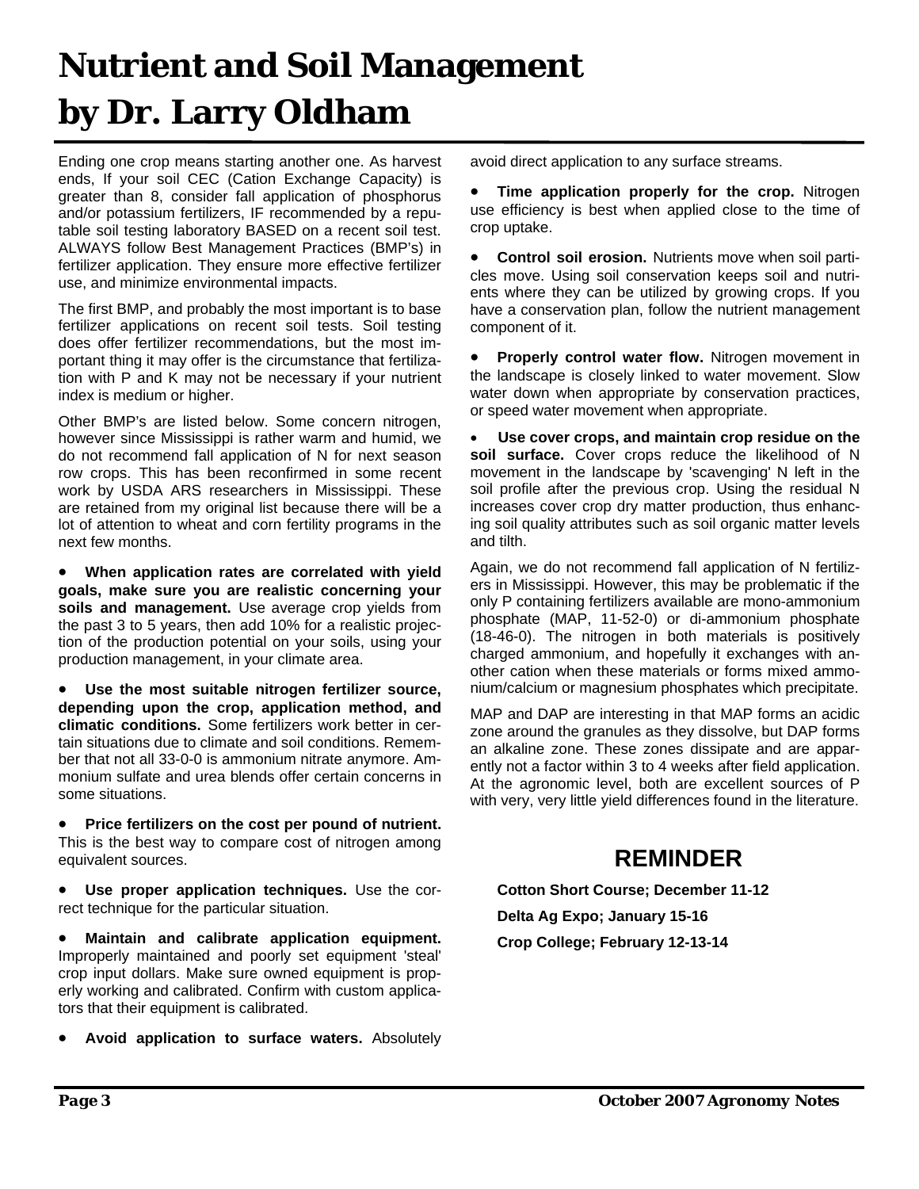# Nutrient and Soil Management by Dr. Larry Oldham

Ending one crop means starting another one. As harvest ends, If your soil CEC (Cation Exchange Capacity) is greater than 8, consider fall application of phosphorus and/or potassium fertilizers, IF recommended by a reputable soil testing laboratory BASED on a recent soil test. ALWAYS follow Best Management Practices (BMP's) in fertilizer application. They ensure more effective fertilizer use, and minimize environmental impacts.

The first BMP, and probably the most important is to base fertilizer applications on recent soil tests. Soil testing does offer fertilizer recommendations, but the most important thing it may offer is the circumstance that fertilization with P and K may not be necessary if your nutrient index is medium or higher.

Other BMP's are listed below. Some concern nitrogen, however since Mississippi is rather warm and humid, we do not recommend fall application of N for next season row crops. This has been reconfirmed in some recent work by USDA ARS researchers in Mississippi. These are retained from my original list because there will be a lot of attention to wheat and corn fertility programs in the next few months.

- **When application rates are correlated with yield goals, make sure you are realistic concerning your soils and management.** Use average crop yields from the past 3 to 5 years, then add 10% for a realistic projection of the production potential on your soils, using your production management, in your climate area.

- **Use the most suitable nitrogen fertilizer source, depending upon the crop, application method, and climatic conditions.** Some fertilizers work better in certain situations due to climate and soil conditions. Remember that not all 33-0-0 is ammonium nitrate anymore. Ammonium sulfate and urea blends offer certain concerns in some situations.

- **Price fertilizers on the cost per pound of nutrient.** This is the best way to compare cost of nitrogen among equivalent sources.

- **Use proper application techniques.** Use the correct technique for the particular situation.

- **Maintain and calibrate application equipment.** Improperly maintained and poorly set equipment 'steal' crop input dollars. Make sure owned equipment is properly working and calibrated. Confirm with custom applicators that their equipment is calibrated.

- **Avoid application to surface waters.** Absolutely avoid direct application to any surface streams.

- **Time application properly for the crop.** Nitrogen use efficiency is best when applied close to the time of crop uptake.

- **Control soil erosion.** Nutrients move when soil particles move. Using soil conservation keeps soil and nutrients where they can be utilized by growing crops. If you have a conservation plan, follow the nutrient management component of it.

- **Properly control water flow.** Nitrogen movement in the landscape is closely linked to water movement. Slow water down when appropriate by conservation practices, or speed water movement when appropriate.

- **Use cover crops, and maintain crop residue on the soil surface.** Cover crops reduce the likelihood of N movement in the landscape by 'scavenging' N left in the soil profile after the previous crop. Using the residual N increases cover crop dry matter production, thus enhancing soil quality attributes such as soil organic matter levels and tilth.

Again, we do not recommend fall application of N fertilizers in Mississippi. However, this may be problematic if the only P containing fertilizers available are mono-ammonium phosphate (MAP, 11-52-0) or di-ammonium phosphate (18-46-0). The nitrogen in both materials is positively charged ammonium, and hopefully it exchanges with another cation when these materials or forms mixed ammonium/calcium or magnesium phosphates which precipitate.

MAP and DAP are interesting in that MAP forms an acidic zone around the granules as they dissolve, but DAP forms an alkaline zone. These zones dissipate and are apparently not a factor within 3 to 4 weeks after field application. At the agronomic level, both are excellent sources of P with very, very little yield differences found in the literature.

## REMINDER

**Cotton Short Course; December 11-12**

**Delta Ag Expo; January 15-16**

**Crop College; February 12-13-14**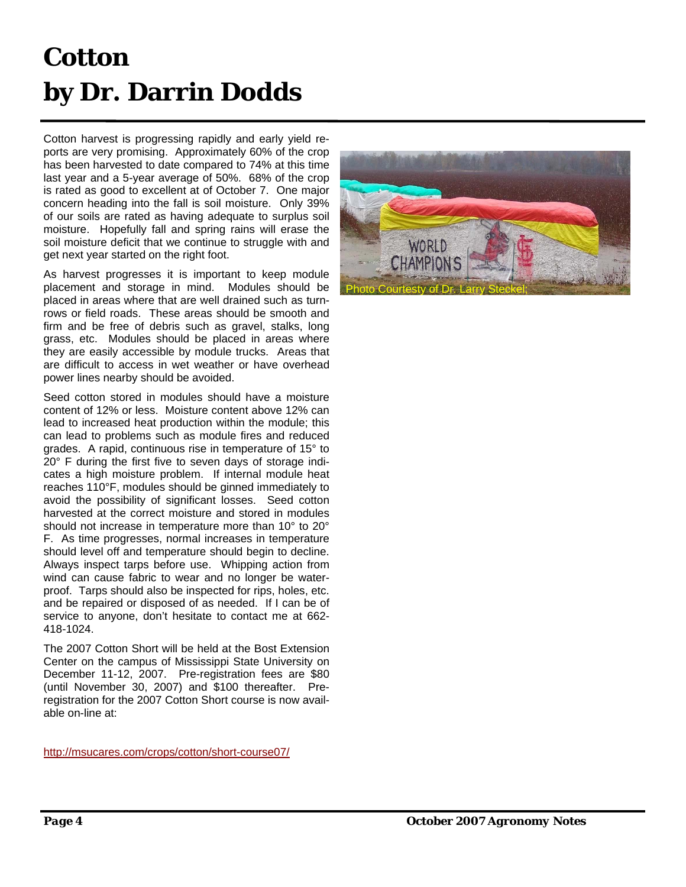# Cotton
# by Dr. Darrin Dodds

Cotton harvest is progressing rapidly and early yield reports are very promising. Approximately 60% of the crop has been harvested to date compared to 74% at this time last year and a 5-year average of 50%. 68% of the crop is rated as good to excellent at of October 7. One major concern heading into the fall is soil moisture. Only 39% of our soils are rated as having adequate to surplus soil moisture. Hopefully fall and spring rains will erase the soil moisture deficit that we continue to struggle with and get next year started on the right foot.

As harvest progresses it is important to keep module placement and storage in mind. Modules should be placed in areas where that are well drained such as turnrows or field roads. These areas should be smooth and firm and be free of debris such as gravel, stalks, long grass, etc. Modules should be placed in areas where they are easily accessible by module trucks. Areas that are difficult to access in wet weather or have overhead power lines nearby should be avoided.

Seed cotton stored in modules should have a moisture content of 12% or less. Moisture content above 12% can lead to increased heat production within the module; this can lead to problems such as module fires and reduced grades. A rapid, continuous rise in temperature of 15° to 20° F during the first five to seven days of storage indicates a high moisture problem. If internal module heat reaches 110°F, modules should be ginned immediately to avoid the possibility of significant losses. Seed cotton harvested at the correct moisture and stored in modules should not increase in temperature more than 10° to 20° F. As time progresses, normal increases in temperature should level off and temperature should begin to decline. Always inspect tarps before use. Whipping action from wind can cause fabric to wear and no longer be waterproof. Tarps should also be inspected for rips, holes, etc. and be repaired or disposed of as needed. If I can be of service to anyone, don't hesitate to contact me at 662-418-1024.

The 2007 Cotton Short will be held at the Bost Extension Center on the campus of Mississippi State University on December 11-12, 2007. Pre-registration fees are $80 (until November 30, 2007) and $100 thereafter. Pre-registration for the 2007 Cotton Short course is now available on-line at:

http://msucares.com/crops/cotton/short-course07/

Photo Courtesy of Dr. Larry Steckel;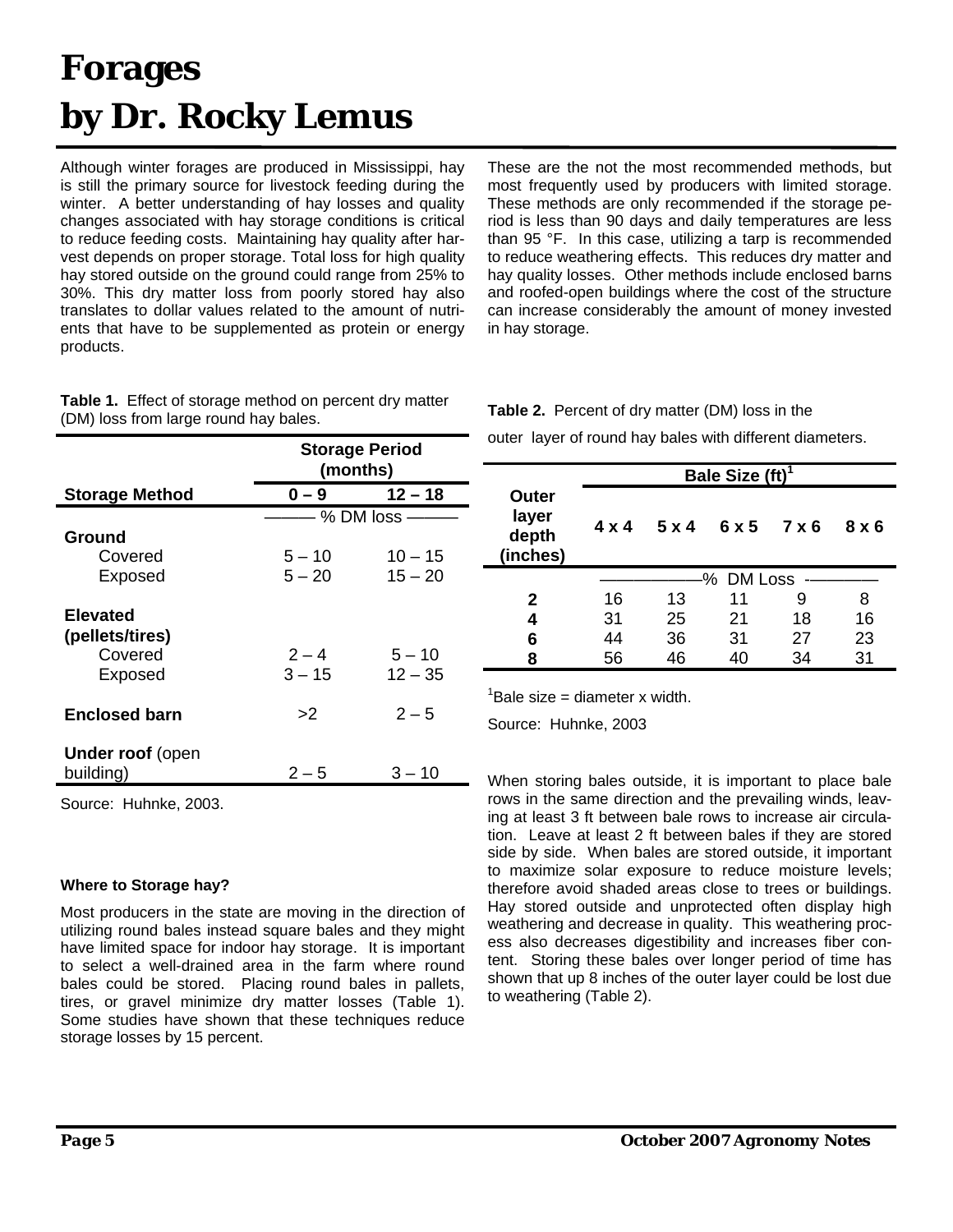# Forages
# by Dr. Rocky Lemus

Although winter forages are produced in Mississippi, hay is still the primary source for livestock feeding during the winter. A better understanding of hay losses and quality changes associated with hay storage conditions is critical to reduce feeding costs. Maintaining hay quality after harvest depends on proper storage. Total loss for high quality hay stored outside on the ground could range from 25% to 30%. This dry matter loss from poorly stored hay also translates to dollar values related to the amount of nutrients that have to be supplemented as protein or energy products.

**Table 1.** Effect of storage method on percent dry matter (DM) loss from large round hay bales.

| | Storage Period (months) | |
|---|---|---|
| **Storage Method** | **0 – 9** | **12 – 18** |
| | ——— % DM loss ——— | |
| **Ground** | | |
| Covered | 5 – 10 | 10 – 15 |
| Exposed | 5 – 20 | 15 – 20 |
| **Elevated (pellets/tires)** | | |
| Covered | 2 – 4 | 5 – 10 |
| Exposed | 3 – 15 | 12 – 35 |
| **Enclosed barn** | >2 | 2 – 5 |
| **Under roof** (open building) | 2 – 5 | 3 – 10 |

Source: Huhnke, 2003.

#### Where to Storage hay?

Most producers in the state are moving in the direction of utilizing round bales instead square bales and they might have limited space for indoor hay storage. It is important to select a well-drained area in the farm where round bales could be stored. Placing round bales in pallets, tires, or gravel minimize dry matter losses (Table 1). Some studies have shown that these techniques reduce storage losses by 15 percent.

These are the not the most recommended methods, but most frequently used by producers with limited storage. These methods are only recommended if the storage period is less than 90 days and daily temperatures are less than 95 °F. In this case, utilizing a tarp is recommended to reduce weathering effects. This reduces dry matter and hay quality losses. Other methods include enclosed barns and roofed-open buildings where the cost of the structure can increase considerably the amount of money invested in hay storage.

**Table 2.** Percent of dry matter (DM) loss in the outer layer of round hay bales with different diameters.

| | Bale Size (ft)[1] | | | | |
|---|---|---|---|---|---|
| **Outer layer depth (inches)** | **4 x 4** | **5 x 4** | **6 x 5** | **7 x 6** | **8 x 6** |
| | ——% DM Loss—— | | | | |
| **2** | 16 | 13 | 11 | 9 | 8 |
| **4** | 31 | 25 | 21 | 18 | 16 |
| **6** | 44 | 36 | 31 | 27 | 23 |
| **8** | 56 | 46 | 40 | 34 | 31 |

[1]Bale size = diameter x width.

Source: Huhnke, 2003

When storing bales outside, it is important to place bale rows in the same direction and the prevailing winds, leaving at least 3 ft between bale rows to increase air circulation. Leave at least 2 ft between bales if they are stored side by side. When bales are stored outside, it important to maximize solar exposure to reduce moisture levels; therefore avoid shaded areas close to trees or buildings. Hay stored outside and unprotected often display high weathering and decrease in quality. This weathering process also decreases digestibility and increases fiber content. Storing these bales over longer period of time has shown that up 8 inches of the outer layer could be lost due to weathering (Table 2).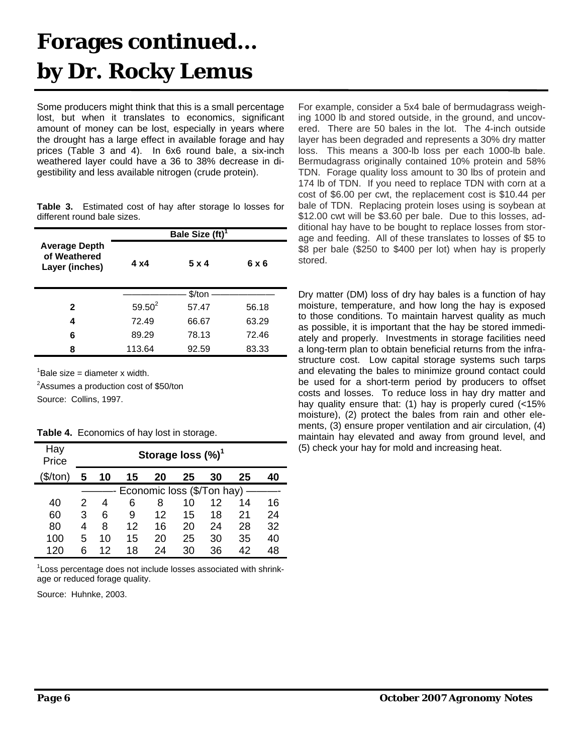# Forages continued...
# by Dr. Rocky Lemus

Some producers might think that this is a small percentage lost, but when it translates to economics, significant amount of money can be lost, especially in years where the drought has a large effect in available forage and hay prices (Table 3 and 4). In 6x6 round bale, a six-inch weathered layer could have a 36 to 38% decrease in digestibility and less available nitrogen (crude protein).

**Table 3.** Estimated cost of hay after storage lo losses for different round bale sizes.

| Average Depth of Weathered Layer (inches) | Bale Size (ft)[1] | | |
|---|---|---|---|
| | 4 x4 | 5 x 4 | 6 x 6 |
| | $/ton | | |
| 2 | 59.50[2] | 57.47 | 56.18 |
| 4 | 72.49 | 66.67 | 63.29 |
| 6 | 89.29 | 78.13 | 72.46 |
| 8 | 113.64 | 92.59 | 83.33 |

[1]Bale size = diameter x width.

[2]Assumes a production cost of $50/ton

Source: Collins, 1997.

**Table 4.** Economics of hay lost in storage.

| Hay Price | Storage loss (%)[1] | | | | | | | |
|---|---|---|---|---|---|---|---|---|
| ($/ton) | 5 | 10 | 15 | 20 | 25 | 30 | 25 | 40 |
| | Economic loss ($/Ton hay) | | | | | | | |
| 40 | 2 | 4 | 6 | 8 | 10 | 12 | 14 | 16 |
| 60 | 3 | 6 | 9 | 12 | 15 | 18 | 21 | 24 |
| 80 | 4 | 8 | 12 | 16 | 20 | 24 | 28 | 32 |
| 100 | 5 | 10 | 15 | 20 | 25 | 30 | 35 | 40 |
| 120 | 6 | 12 | 18 | 24 | 30 | 36 | 42 | 48 |

[1]Loss percentage does not include losses associated with shrinkage or reduced forage quality.

Source: Huhnke, 2003.

For example, consider a 5x4 bale of bermudagrass weighing 1000 lb and stored outside, in the ground, and uncovered. There are 50 bales in the lot. The 4-inch outside layer has been degraded and represents a 30% dry matter loss. This means a 300-lb loss per each 1000-lb bale. Bermudagrass originally contained 10% protein and 58% TDN. Forage quality loss amount to 30 lbs of protein and 174 lb of TDN. If you need to replace TDN with corn at a cost of $6.00 per cwt, the replacement cost is $10.44 per bale of TDN. Replacing protein loses using is soybean at $12.00 cwt will be $3.60 per bale. Due to this losses, additional hay have to be bought to replace losses from storage and feeding. All of these translates to losses of $5 to $8 per bale ($250 to $400 per lot) when hay is properly stored.

Dry matter (DM) loss of dry hay bales is a function of hay moisture, temperature, and how long the hay is exposed to those conditions. To maintain harvest quality as much as possible, it is important that the hay be stored immediately and properly. Investments in storage facilities need a long-term plan to obtain beneficial returns from the infrastructure cost. Low capital storage systems such tarps and elevating the bales to minimize ground contact could be used for a short-term period by producers to offset costs and losses. To reduce loss in hay dry matter and hay quality ensure that: (1) hay is properly cured (<15% moisture), (2) protect the bales from rain and other elements, (3) ensure proper ventilation and air circulation, (4) maintain hay elevated and away from ground level, and (5) check your hay for mold and increasing heat.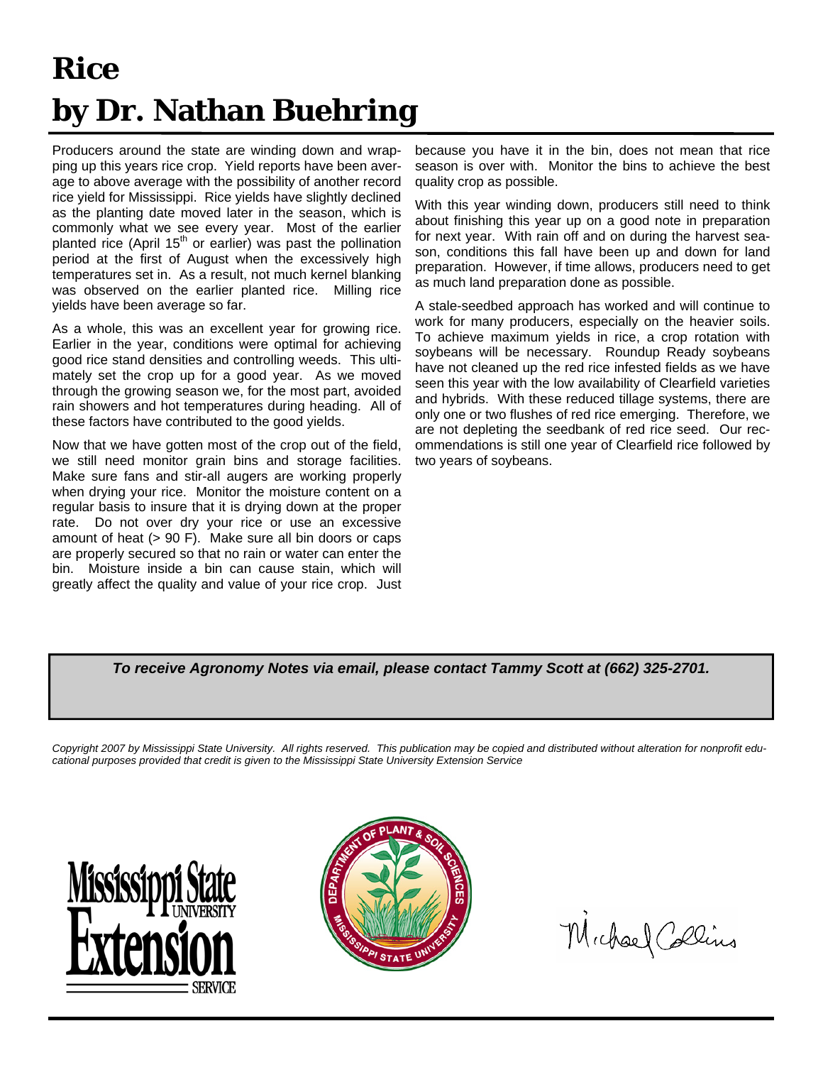# Rice
# by Dr. Nathan Buehring

Producers around the state are winding down and wrapping up this years rice crop. Yield reports have been average to above average with the possibility of another record rice yield for Mississippi. Rice yields have slightly declined as the planting date moved later in the season, which is commonly what we see every year. Most of the earlier planted rice (April 15th or earlier) was past the pollination period at the first of August when the excessively high temperatures set in. As a result, not much kernel blanking was observed on the earlier planted rice. Milling rice yields have been average so far.

As a whole, this was an excellent year for growing rice. Earlier in the year, conditions were optimal for achieving good rice stand densities and controlling weeds. This ultimately set the crop up for a good year. As we moved through the growing season we, for the most part, avoided rain showers and hot temperatures during heading. All of these factors have contributed to the good yields.

Now that we have gotten most of the crop out of the field, we still need monitor grain bins and storage facilities. Make sure fans and stir-all augers are working properly when drying your rice. Monitor the moisture content on a regular basis to insure that it is drying down at the proper rate. Do not over dry your rice or use an excessive amount of heat (> 90 F). Make sure all bin doors or caps are properly secured so that no rain or water can enter the bin. Moisture inside a bin can cause stain, which will greatly affect the quality and value of your rice crop. Just because you have it in the bin, does not mean that rice season is over with. Monitor the bins to achieve the best quality crop as possible.

With this year winding down, producers still need to think about finishing this year up on a good note in preparation for next year. With rain off and on during the harvest season, conditions this fall have been up and down for land preparation. However, if time allows, producers need to get as much land preparation done as possible.

A stale-seedbed approach has worked and will continue to work for many producers, especially on the heavier soils. To achieve maximum yields in rice, a crop rotation with soybeans will be necessary. Roundup Ready soybeans have not cleaned up the red rice infested fields as we have seen this year with the low availability of Clearfield varieties and hybrids. With these reduced tillage systems, there are only one or two flushes of red rice emerging. Therefore, we are not depleting the seedbank of red rice seed. Our recommendations is still one year of Clearfield rice followed by two years of soybeans.

***To receive Agronomy Notes via email, please contact Tammy Scott at (662) 325-2701.***

*Copyright 2007 by Mississippi State University. All rights reserved. This publication may be copied and distributed without alteration for nonprofit educational purposes provided that credit is given to the Mississippi State University Extension Service*

Michael Collins